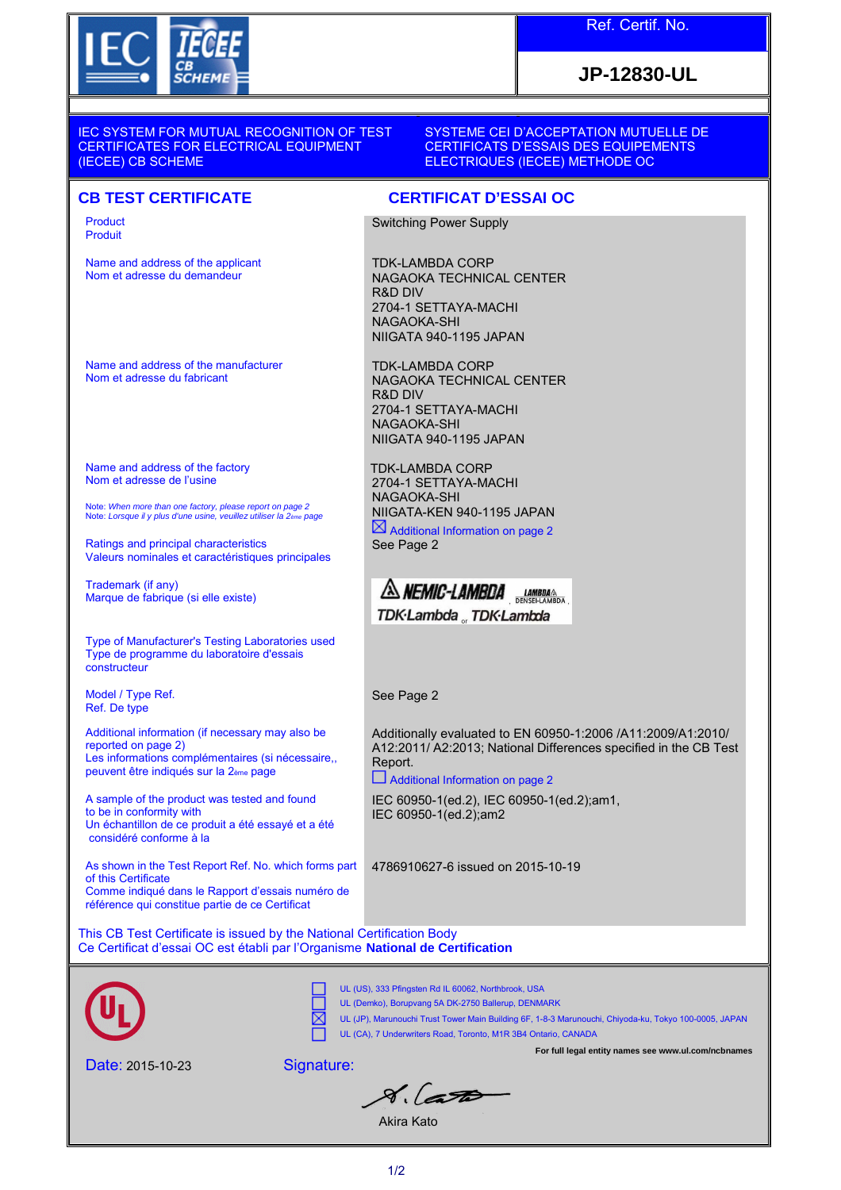IEC IECEE CB SCHEME

**Ref. Certif. No.**

**JP-12830-UL**

IEC SYSTEM FOR MUTUAL RECOGNITION OF TEST CERTIFICATES FOR ELECTRICAL EQUIPMENT (IECEE) CB SCHEME

SYSTEME CEI D'ACCEPTATION MUTUELLE DE CERTIFICATS D'ESSAIS DES EQUIPEMENTS ELECTRIQUES (IECEE) METHODE OC

## CB TEST CERTIFICATE / CERTIFICAT D'ESSAI OC

| | |
|---|---|
| Product<br>Produit | Switching Power Supply |
| Name and address of the applicant<br>Nom et adresse du demandeur | TDK-LAMBDA CORP<br>NAGAOKA TECHNICAL CENTER<br>R&D DIV<br>2704-1 SETTAYA-MACHI<br>NAGAOKA-SHI<br>NIIGATA 940-1195 JAPAN |
| Name and address of the manufacturer<br>Nom et adresse du fabricant | TDK-LAMBDA CORP<br>NAGAOKA TECHNICAL CENTER<br>R&D DIV<br>2704-1 SETTAYA-MACHI<br>NAGAOKA-SHI<br>NIIGATA 940-1195 JAPAN |
| Name and address of the factory<br>Nom et adresse de l'usine<br>Note: *When more than one factory, please report on page 2*<br>Note: *Lorsque il y plus d'une usine, veuillez utiliser la 2ème page* | TDK-LAMBDA CORP<br>2704-1 SETTAYA-MACHI<br>NAGAOKA-SHI<br>NIIGATA-KEN 940-1195 JAPAN<br>☒ Additional Information on page 2 |
| Ratings and principal characteristics<br>Valeurs nominales et caractéristiques principales | See Page 2 |
| Trademark (if any)<br>Marque de fabrique (si elle existe) | NEMIC-LAMBDA, LAMBDA DENSEI-LAMBDA, TDK-Lambda or TDK-Lambda |
| Type of Manufacturer's Testing Laboratories used<br>Type de programme du laboratoire d'essais constructeur | |
| Model / Type Ref.<br>Ref. De type | See Page 2 |
| Additional information (if necessary may also be reported on page 2)<br>Les informations complémentaires (si nécessaire,, peuvent être indiqués sur la 2ème page | Additionally evaluated to EN 60950-1:2006 /A11:2009/A1:2010/ A12:2011/ A2:2013; National Differences specified in the CB Test Report.<br>☐ Additional Information on page 2 |
| A sample of the product was tested and found to be in conformity with<br>Un échantillon de ce produit a été essayé et a été considéré conforme à la | IEC 60950-1(ed.2), IEC 60950-1(ed.2);am1, IEC 60950-1(ed.2);am2 |
| As shown in the Test Report Ref. No. which forms part of this Certificate<br>Comme indiqué dans le Rapport d'essais numéro de référence qui constitue partie de ce Certificat | 4786910627-6 issued on 2015-10-19 |

This CB Test Certificate is issued by the National Certification Body
Ce Certificat d'essai OC est établi par l'Organisme **National de Certification**

UL

- ☐ UL (US), 333 Pfingsten Rd IL 60062, Northbrook, USA
- ☐ UL (Demko), Borupvang 5A DK-2750 Ballerup, DENMARK
- ☒ UL (JP), Marunouchi Trust Tower Main Building 6F, 1-8-3 Marunouchi, Chiyoda-ku, Tokyo 100-0005, JAPAN
- ☐ UL (CA), 7 Underwriters Road, Toronto, M1R 3B4 Ontario, CANADA

**For full legal entity names see www.ul.com/ncbnames**

Date: 2015-10-23

Signature:

Akira Kato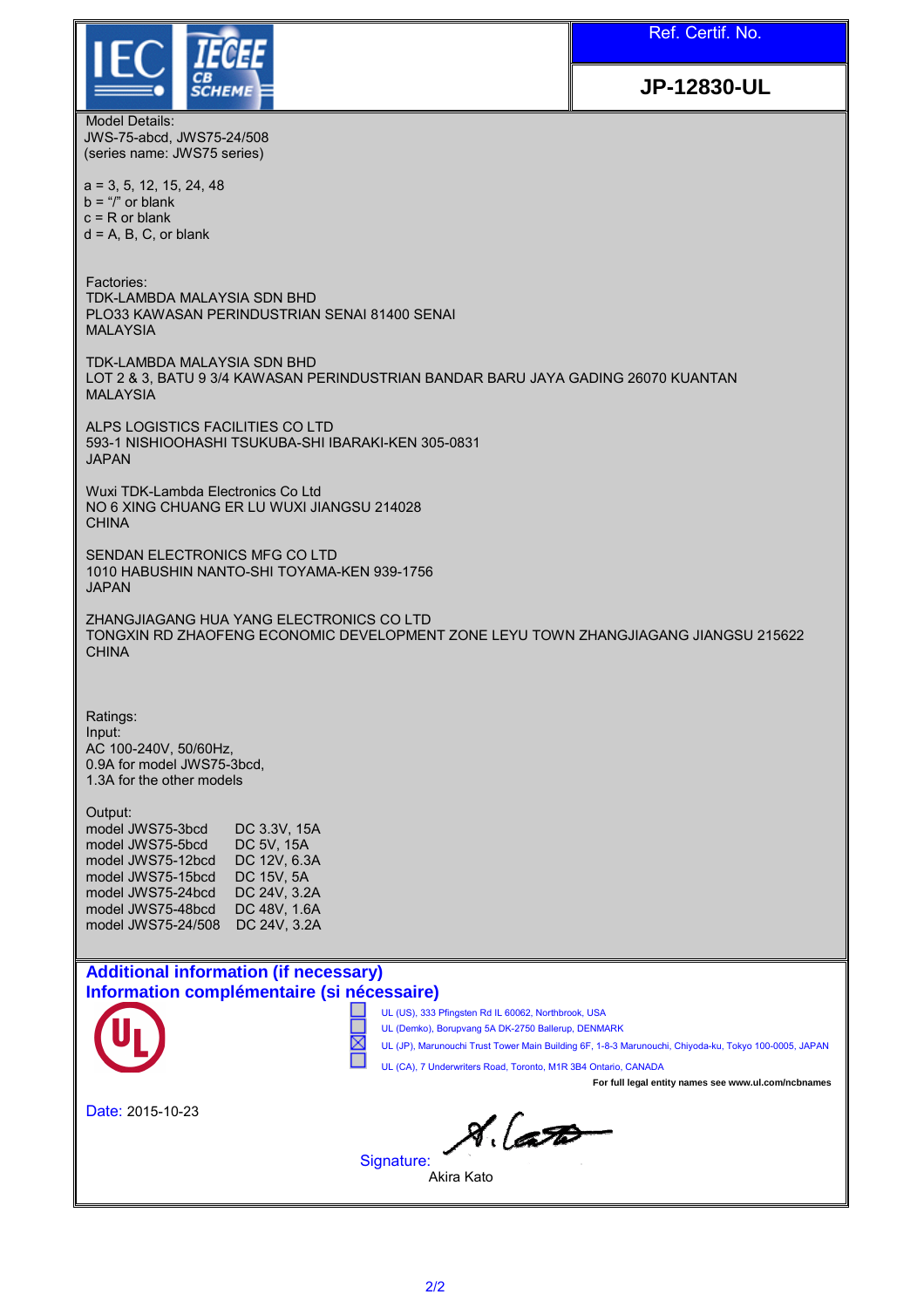Ref. Certif. No.

**JP-12830-UL**

Model Details:
JWS-75-abcd, JWS75-24/508
(series name: JWS75 series)

a = 3, 5, 12, 15, 24, 48
b = "/" or blank
c = R or blank
d = A, B, C, or blank

Factories:
TDK-LAMBDA MALAYSIA SDN BHD
PLO33 KAWASAN PERINDUSTRIAN SENAI 81400 SENAI
MALAYSIA

TDK-LAMBDA MALAYSIA SDN BHD
LOT 2 & 3, BATU 9 3/4 KAWASAN PERINDUSTRIAN BANDAR BARU JAYA GADING 26070 KUANTAN
MALAYSIA

ALPS LOGISTICS FACILITIES CO LTD
593-1 NISHIOOHASHI TSUKUBA-SHI IBARAKI-KEN 305-0831
JAPAN

Wuxi TDK-Lambda Electronics Co Ltd
NO 6 XING CHUANG ER LU WUXI JIANGSU 214028
CHINA

SENDAN ELECTRONICS MFG CO LTD
1010 HABUSHIN NANTO-SHI TOYAMA-KEN 939-1756
JAPAN

ZHANGJIAGANG HUA YANG ELECTRONICS CO LTD
TONGXIN RD ZHAOFENG ECONOMIC DEVELOPMENT ZONE LEYU TOWN ZHANGJIAGANG JIANGSU 215622
CHINA

Ratings:
Input:
AC 100-240V, 50/60Hz,
0.9A for model JWS75-3bcd,
1.3A for the other models

Output:

| | |
|---|---|
| model JWS75-3bcd | DC 3.3V, 15A |
| model JWS75-5bcd | DC 5V, 15A |
| model JWS75-12bcd | DC 12V, 6.3A |
| model JWS75-15bcd | DC 15V, 5A |
| model JWS75-24bcd | DC 24V, 3.2A |
| model JWS75-48bcd | DC 48V, 1.6A |
| model JWS75-24/508 | DC 24V, 3.2A |

**Additional information (if necessary)**
**Information complémentaire (si nécessaire)**

- ☐ UL (US), 333 Pfingsten Rd IL 60062, Northbrook, USA
- ☐ UL (Demko), Borupvang 5A DK-2750 Ballerup, DENMARK
- ☒ UL (JP), Marunouchi Trust Tower Main Building 6F, 1-8-3 Marunouchi, Chiyoda-ku, Tokyo 100-0005, JAPAN
- ☐ UL (CA), 7 Underwriters Road, Toronto, M1R 3B4 Ontario, CANADA

**For full legal entity names see www.ul.com/ncbnames**

Date: 2015-10-23

Signature:
Akira Kato